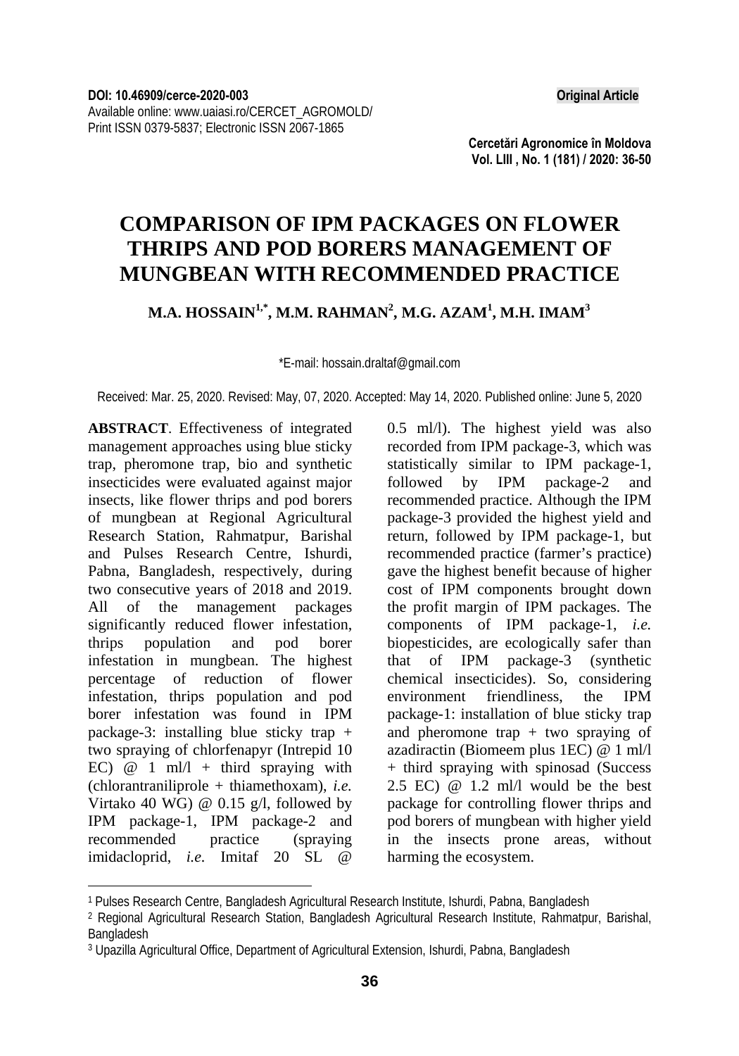DOI: 10.46909/cerce-2020-003

Available online: www.uaiasi.ro/CERCET_AGROMOLD/

Print ISSN 0379-5837; Electronic ISSN 2067-1865

**Original Article**

# COMPARISON OF IPM PACKAGES ON FLOWER THRIPS AND POD BORERS MANAGEMENT OF MUNGBEAN WITH RECOMMENDED PRACTICE

**M.A. HOSSAIN[1,*], M.M. RAHMAN[2], M.G. AZAM[1], M.H. IMAM[3]**

*E-mail: hossain.draltaf@gmail.com

Received: Mar. 25, 2020. Revised: May, 07, 2020. Accepted: May 14, 2020. Published online: June 5, 2020

**ABSTRACT**. Effectiveness of integrated management approaches using blue sticky trap, pheromone trap, bio and synthetic insecticides were evaluated against major insects, like flower thrips and pod borers of mungbean at Regional Agricultural Research Station, Rahmatpur, Barishal and Pulses Research Centre, Ishurdi, Pabna, Bangladesh, respectively, during two consecutive years of 2018 and 2019. All of the management packages significantly reduced flower infestation, thrips population and pod borer infestation in mungbean. The highest percentage of reduction of flower infestation, thrips population and pod borer infestation was found in IPM package-3: installing blue sticky trap + two spraying of chlorfenapyr (Intrepid 10 EC) @ 1 ml/l + third spraying with (chlorantraniliprole + thiamethoxam), *i.e.* Virtako 40 WG) @ 0.15 g/l, followed by IPM package-1, IPM package-2 and recommended practice (spraying imidacloprid, *i.e.* Imitaf 20 SL @ 0.5 ml/l). The highest yield was also recorded from IPM package-3, which was statistically similar to IPM package-1, followed by IPM package-2 and recommended practice. Although the IPM package-3 provided the highest yield and return, followed by IPM package-1, but recommended practice (farmer's practice) gave the highest benefit because of higher cost of IPM components brought down the profit margin of IPM packages. The components of IPM package-1, *i.e.* biopesticides, are ecologically safer than that of IPM package-3 (synthetic chemical insecticides). So, considering environment friendliness, the IPM package-1: installation of blue sticky trap and pheromone trap + two spraying of azadiractin (Biomeem plus 1EC) @ 1 ml/l + third spraying with spinosad (Success 2.5 EC) @ 1.2 ml/l would be the best package for controlling flower thrips and pod borers of mungbean with higher yield in the insects prone areas, without harming the ecosystem.

---

[1] Pulses Research Centre, Bangladesh Agricultural Research Institute, Ishurdi, Pabna, Bangladesh

[2] Regional Agricultural Research Station, Bangladesh Agricultural Research Institute, Rahmatpur, Barishal, Bangladesh

[3] Upazilla Agricultural Office, Department of Agricultural Extension, Ishurdi, Pabna, Bangladesh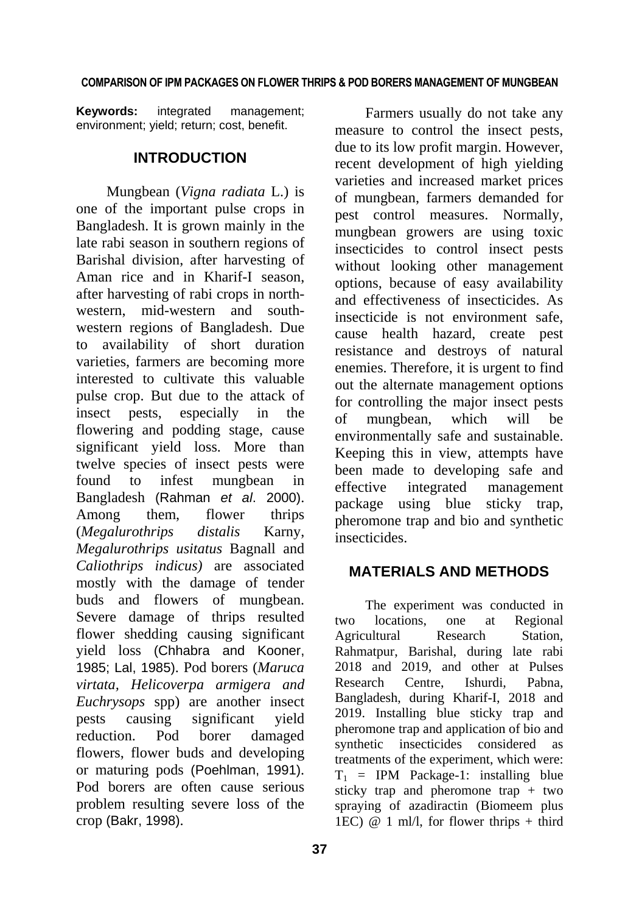**Keywords:** integrated management; environment; yield; return; cost, benefit.

## INTRODUCTION

Mungbean (*Vigna radiata* L.) is one of the important pulse crops in Bangladesh. It is grown mainly in the late rabi season in southern regions of Barishal division, after harvesting of Aman rice and in Kharif-I season, after harvesting of rabi crops in north-western, mid-western and south-western regions of Bangladesh. Due to availability of short duration varieties, farmers are becoming more interested to cultivate this valuable pulse crop. But due to the attack of insect pests, especially in the flowering and podding stage, cause significant yield loss. More than twelve species of insect pests were found to infest mungbean in Bangladesh (Rahman *et al.* 2000). Among them, flower thrips (*Megalurothrips distalis* Karny, *Megalurothrips usitatus* Bagnall and *Caliothrips indicus)* are associated mostly with the damage of tender buds and flowers of mungbean. Severe damage of thrips resulted flower shedding causing significant yield loss (Chhabra and Kooner, 1985; Lal, 1985). Pod borers (*Maruca virtata, Helicoverpa armigera and Euchrysops* spp) are another insect pests causing significant yield reduction. Pod borer damaged flowers, flower buds and developing or maturing pods (Poehlman, 1991). Pod borers are often cause serious problem resulting severe loss of the crop (Bakr, 1998).

Farmers usually do not take any measure to control the insect pests, due to its low profit margin. However, recent development of high yielding varieties and increased market prices of mungbean, farmers demanded for pest control measures. Normally, mungbean growers are using toxic insecticides to control insect pests without looking other management options, because of easy availability and effectiveness of insecticides. As insecticide is not environment safe, cause health hazard, create pest resistance and destroys of natural enemies. Therefore, it is urgent to find out the alternate management options for controlling the major insect pests of mungbean, which will be environmentally safe and sustainable. Keeping this in view, attempts have been made to developing safe and effective integrated management package using blue sticky trap, pheromone trap and bio and synthetic insecticides.

## MATERIALS AND METHODS

The experiment was conducted in two locations, one at Regional Agricultural Research Station, Rahmatpur, Barishal, during late rabi 2018 and 2019, and other at Pulses Research Centre, Ishurdi, Pabna, Bangladesh, during Kharif-I, 2018 and 2019. Installing blue sticky trap and pheromone trap and application of bio and synthetic insecticides considered as treatments of the experiment, which were: $T_1$ = IPM Package-1: installing blue sticky trap and pheromone trap + two spraying of azadiractin (Biomeem plus 1EC) @ 1 ml/l, for flower thrips + third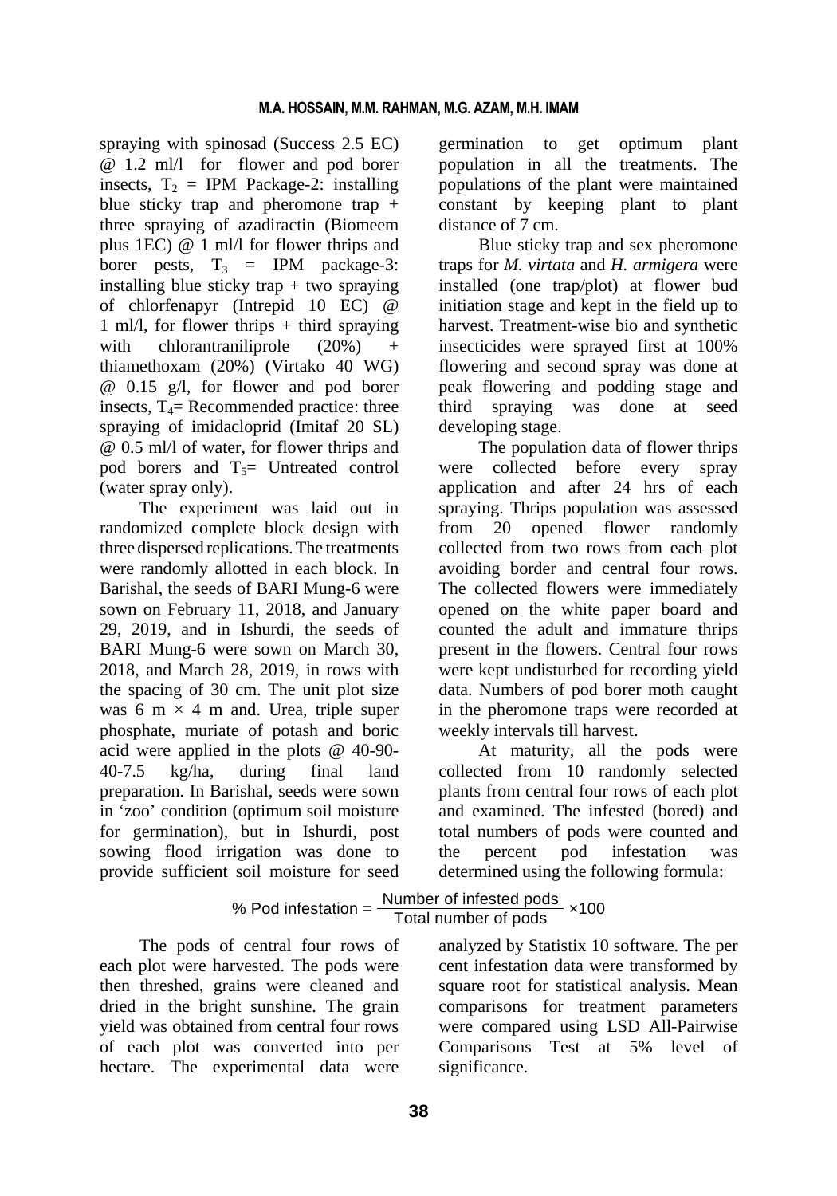spraying with spinosad (Success 2.5 EC) @ 1.2 ml/l for flower and pod borer insects, $T_2$ = IPM Package-2: installing blue sticky trap and pheromone trap + three spraying of azadiractin (Biomeem plus 1EC) @ 1 ml/l for flower thrips and borer pests, $T_3$ = IPM package-3: installing blue sticky trap + two spraying of chlorfenapyr (Intrepid 10 EC) @ 1 ml/l, for flower thrips + third spraying with chlorantraniliprole (20%) + thiamethoxam (20%) (Virtako 40 WG) @ 0.15 g/l, for flower and pod borer insects, $T_4$= Recommended practice: three spraying of imidacloprid (Imitaf 20 SL) @ 0.5 ml/l of water, for flower thrips and pod borers and $T_5$= Untreated control (water spray only).

The experiment was laid out in randomized complete block design with three dispersed replications. The treatments were randomly allotted in each block. In Barishal, the seeds of BARI Mung-6 were sown on February 11, 2018, and January 29, 2019, and in Ishurdi, the seeds of BARI Mung-6 were sown on March 30, 2018, and March 28, 2019, in rows with the spacing of 30 cm. The unit plot size was 6 m × 4 m and. Urea, triple super phosphate, muriate of potash and boric acid were applied in the plots @ 40-90-40-7.5 kg/ha, during final land preparation. In Barishal, seeds were sown in 'zoo' condition (optimum soil moisture for germination), but in Ishurdi, post sowing flood irrigation was done to provide sufficient soil moisture for seed germination to get optimum plant population in all the treatments. The populations of the plant were maintained constant by keeping plant to plant distance of 7 cm.

Blue sticky trap and sex pheromone traps for *M. virtata* and *H. armigera* were installed (one trap/plot) at flower bud initiation stage and kept in the field up to harvest. Treatment-wise bio and synthetic insecticides were sprayed first at 100% flowering and second spray was done at peak flowering and podding stage and third spraying was done at seed developing stage.

The population data of flower thrips were collected before every spray application and after 24 hrs of each spraying. Thrips population was assessed from 20 opened flower randomly collected from two rows from each plot avoiding border and central four rows. The collected flowers were immediately opened on the white paper board and counted the adult and immature thrips present in the flowers. Central four rows were kept undisturbed for recording yield data. Numbers of pod borer moth caught in the pheromone traps were recorded at weekly intervals till harvest.

At maturity, all the pods were collected from 10 randomly selected plants from central four rows of each plot and examined. The infested (bored) and total numbers of pods were counted and the percent pod infestation was determined using the following formula:

$$\% \text{ Pod infestation} = \frac{\text{Number of infested pods}}{\text{Total number of pods}} \times 100$$

The pods of central four rows of each plot were harvested. The pods were then threshed, grains were cleaned and dried in the bright sunshine. The grain yield was obtained from central four rows of each plot was converted into per hectare. The experimental data were analyzed by Statistix 10 software. The per cent infestation data were transformed by square root for statistical analysis. Mean comparisons for treatment parameters were compared using LSD All-Pairwise Comparisons Test at 5% level of significance.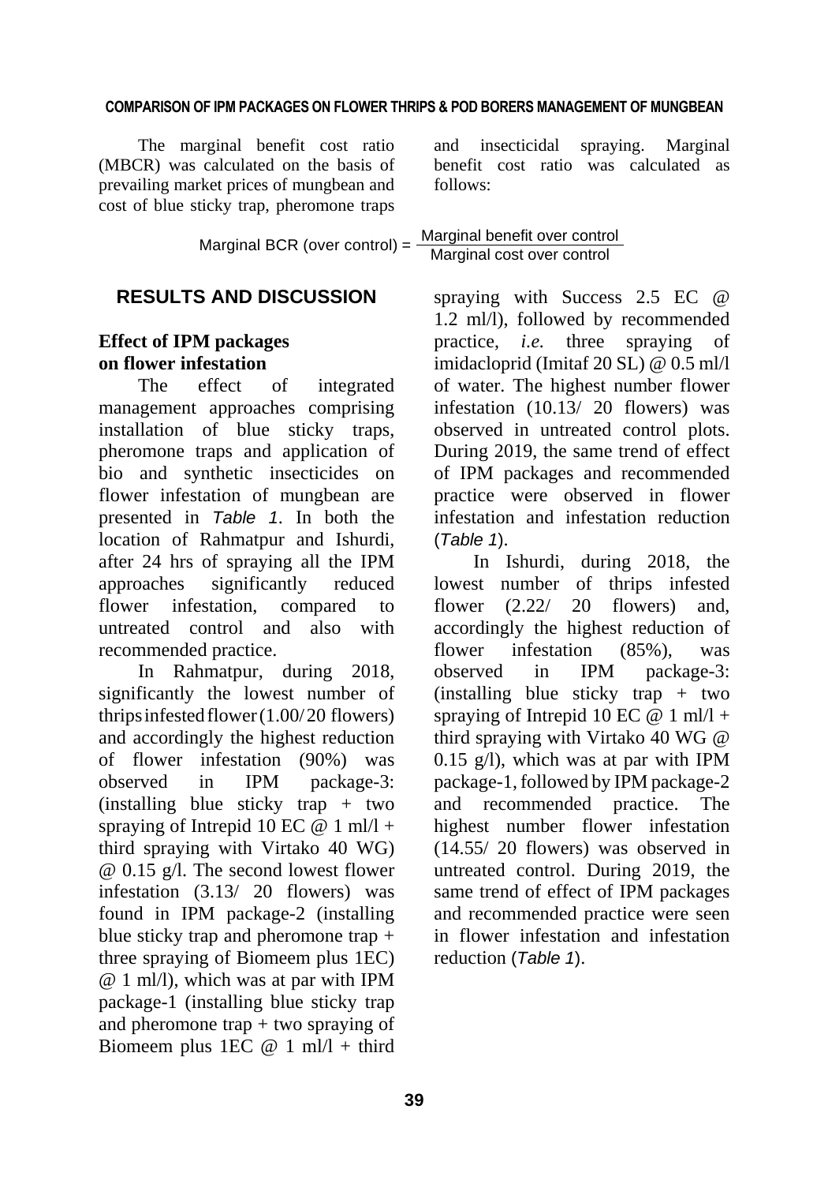The marginal benefit cost ratio (MBCR) was calculated on the basis of prevailing market prices of mungbean and cost of blue sticky trap, pheromone traps and insecticidal spraying. Marginal benefit cost ratio was calculated as follows:

$$\text{Marginal BCR (over control)} = \frac{\text{Marginal benefit over control}}{\text{Marginal cost over control}}$$

## RESULTS AND DISCUSSION

### Effect of IPM packages on flower infestation

The effect of integrated management approaches comprising installation of blue sticky traps, pheromone traps and application of bio and synthetic insecticides on flower infestation of mungbean are presented in *Table 1*. In both the location of Rahmatpur and Ishurdi, after 24 hrs of spraying all the IPM approaches significantly reduced flower infestation, compared to untreated control and also with recommended practice.

In Rahmatpur, during 2018, significantly the lowest number of thrips infested flower (1.00/ 20 flowers) and accordingly the highest reduction of flower infestation (90%) was observed in IPM package-3: (installing blue sticky trap + two spraying of Intrepid 10 EC @ 1 ml/l + third spraying with Virtako 40 WG) @ 0.15 g/l. The second lowest flower infestation (3.13/ 20 flowers) was found in IPM package-2 (installing blue sticky trap and pheromone trap + three spraying of Biomeem plus 1EC) @ 1 ml/l), which was at par with IPM package-1 (installing blue sticky trap and pheromone trap + two spraying of Biomeem plus 1EC @ 1 ml/l + third spraying with Success 2.5 EC @ 1.2 ml/l), followed by recommended practice, *i.e.* three spraying of imidacloprid (Imitaf 20 SL) @ 0.5 ml/l of water. The highest number flower infestation (10.13/ 20 flowers) was observed in untreated control plots. During 2019, the same trend of effect of IPM packages and recommended practice were observed in flower infestation and infestation reduction (*Table 1*).

In Ishurdi, during 2018, the lowest number of thrips infested flower (2.22/ 20 flowers) and, accordingly the highest reduction of flower infestation (85%), was observed in IPM package-3: (installing blue sticky trap + two spraying of Intrepid 10 EC @ 1 ml/l + third spraying with Virtako 40 WG @ 0.15 g/l), which was at par with IPM package-1, followed by IPM package-2 and recommended practice. The highest number flower infestation (14.55/ 20 flowers) was observed in untreated control. During 2019, the same trend of effect of IPM packages and recommended practice were seen in flower infestation and infestation reduction (*Table 1*).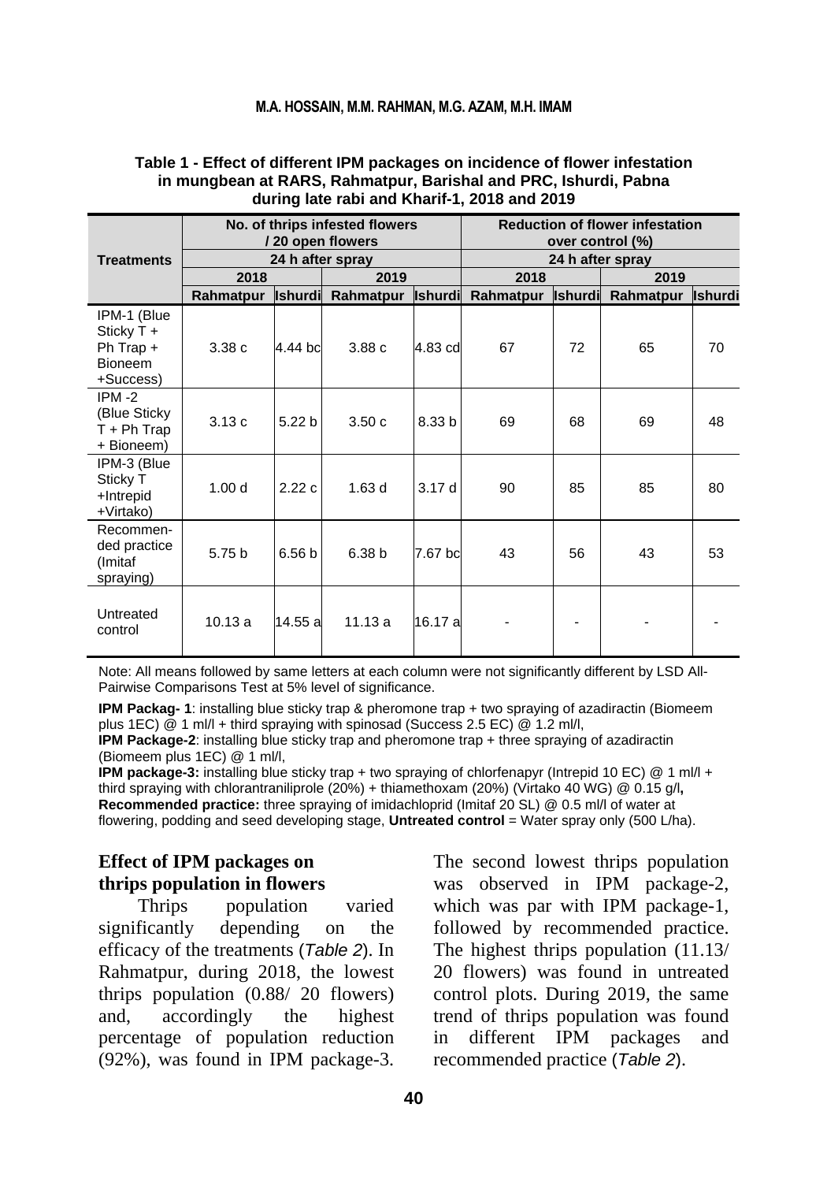**Table 1 - Effect of different IPM packages on incidence of flower infestation in mungbean at RARS, Rahmatpur, Barishal and PRC, Ishurdi, Pabna during late rabi and Kharif-1, 2018 and 2019**

| Treatments | No. of thrips infested flowers / 20 open flowers | | | | Reduction of flower infestation over control (%) | | | |
|---|---|---|---|---|---|---|---|---|
| | 24 h after spray | | | | 24 h after spray | | | |
| | 2018 | | 2019 | | 2018 | | 2019 | |
| | Rahmatpur | Ishurdi | Rahmatpur | Ishurdi | Rahmatpur | Ishurdi | Rahmatpur | Ishurdi |
| IPM-1 (Blue Sticky T + Ph Trap + Bioneem +Success) | 3.38 c | 4.44 bc | 3.88 c | 4.83 cd | 67 | 72 | 65 | 70 |
| IPM -2 (Blue Sticky T + Ph Trap + Bioneem) | 3.13 c | 5.22 b | 3.50 c | 8.33 b | 69 | 68 | 69 | 48 |
| IPM-3 (Blue Sticky T +Intrepid +Virtako) | 1.00 d | 2.22 c | 1.63 d | 3.17 d | 90 | 85 | 85 | 80 |
| Recommen-ded practice (Imitaf spraying) | 5.75 b | 6.56 b | 6.38 b | 7.67 bc | 43 | 56 | 43 | 53 |
| Untreated control | 10.13 a | 14.55 a | 11.13 a | 16.17 a | - | - | - | - |

Note: All means followed by same letters at each column were not significantly different by LSD All-Pairwise Comparisons Test at 5% level of significance.

**IPM Packag- 1**: installing blue sticky trap & pheromone trap + two spraying of azadiractin (Biomeem plus 1EC) @ 1 ml/l + third spraying with spinosad (Success 2.5 EC) @ 1.2 ml/l,
**IPM Package-2**: installing blue sticky trap and pheromone trap + three spraying of azadiractin (Biomeem plus 1EC) @ 1 ml/l,
**IPM package-3:** installing blue sticky trap + two spraying of chlorfenapyr (Intrepid 10 EC) @ 1 ml/l + third spraying with chlorantraniliprole (20%) + thiamethoxam (20%) (Virtako 40 WG) @ 0.15 g/l**,**
**Recommended practice:** three spraying of imidachloprid (Imitaf 20 SL) @ 0.5 ml/l of water at flowering, podding and seed developing stage, **Untreated control** = Water spray only (500 L/ha).

### Effect of IPM packages on thrips population in flowers

Thrips population varied significantly depending on the efficacy of the treatments (*Table 2*). In Rahmatpur, during 2018, the lowest thrips population (0.88/ 20 flowers) and, accordingly the highest percentage of population reduction (92%), was found in IPM package-3. The second lowest thrips population was observed in IPM package-2, which was par with IPM package-1, followed by recommended practice. The highest thrips population (11.13/ 20 flowers) was found in untreated control plots. During 2019, the same trend of thrips population was found in different IPM packages and recommended practice (*Table 2*).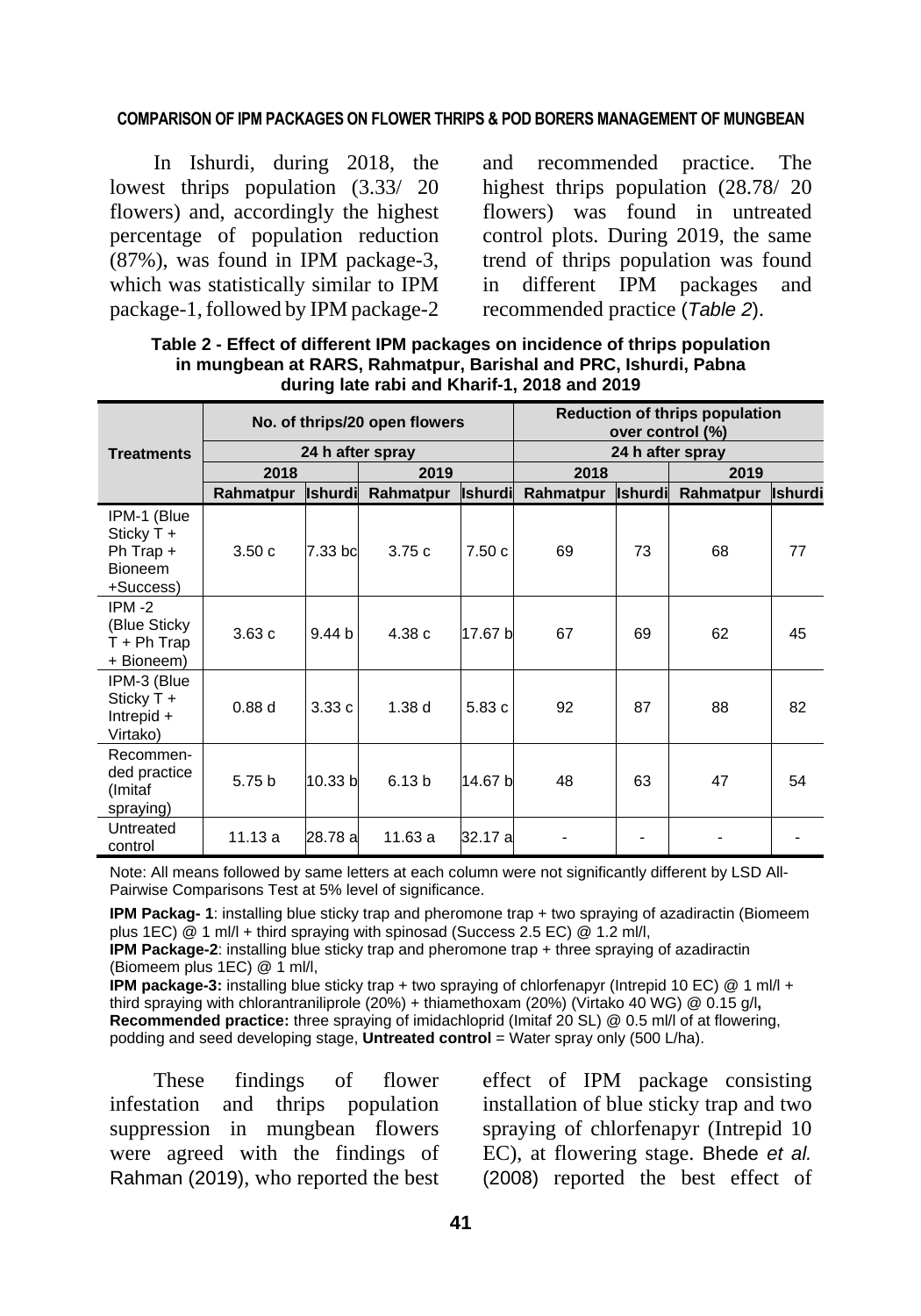In Ishurdi, during 2018, the lowest thrips population (3.33/ 20 flowers) and, accordingly the highest percentage of population reduction (87%), was found in IPM package-3, which was statistically similar to IPM package-1, followed by IPM package-2 and recommended practice. The highest thrips population (28.78/ 20 flowers) was found in untreated control plots. During 2019, the same trend of thrips population was found in different IPM packages and recommended practice (*Table 2*).

**Table 2 - Effect of different IPM packages on incidence of thrips population in mungbean at RARS, Rahmatpur, Barishal and PRC, Ishurdi, Pabna during late rabi and Kharif-1, 2018 and 2019**

| Treatments | No. of thrips/20 open flowers | | | | Reduction of thrips population over control (%) | | | |
|---|---|---|---|---|---|---|---|---|
| | 24 h after spray | | | | 24 h after spray | | | |
| | 2018 | | 2019 | | 2018 | | 2019 | |
| | Rahmatpur | Ishurdi | Rahmatpur | Ishurdi | Rahmatpur | Ishurdi | Rahmatpur | Ishurdi |
| IPM-1 (Blue Sticky T + Ph Trap + Bioneem +Success) | 3.50 c | 7.33 bc | 3.75 c | 7.50 c | 69 | 73 | 68 | 77 |
| IPM -2 (Blue Sticky T + Ph Trap + Bioneem) | 3.63 c | 9.44 b | 4.38 c | 17.67 b | 67 | 69 | 62 | 45 |
| IPM-3 (Blue Sticky T + Intrepid + Virtako) | 0.88 d | 3.33 c | 1.38 d | 5.83 c | 92 | 87 | 88 | 82 |
| Recommended practice (Imitaf spraying) | 5.75 b | 10.33 b | 6.13 b | 14.67 b | 48 | 63 | 47 | 54 |
| Untreated control | 11.13 a | 28.78 a | 11.63 a | 32.17 a | - | - | - | - |

Note: All means followed by same letters at each column were not significantly different by LSD All-Pairwise Comparisons Test at 5% level of significance.

**IPM Packag- 1**: installing blue sticky trap and pheromone trap + two spraying of azadiractin (Biomeem plus 1EC) @ 1 ml/l + third spraying with spinosad (Success 2.5 EC) @ 1.2 ml/l,
**IPM Package-2**: installing blue sticky trap and pheromone trap + three spraying of azadiractin (Biomeem plus 1EC) @ 1 ml/l,
**IPM package-3:** installing blue sticky trap + two spraying of chlorfenapyr (Intrepid 10 EC) @ 1 ml/l + third spraying with chlorantraniliprole (20%) + thiamethoxam (20%) (Virtako 40 WG) @ 0.15 g/l**,**
**Recommended practice:** three spraying of imidachloprid (Imitaf 20 SL) @ 0.5 ml/l of at flowering, podding and seed developing stage, **Untreated control** = Water spray only (500 L/ha).

These findings of flower infestation and thrips population suppression in mungbean flowers were agreed with the findings of Rahman (2019), who reported the best effect of IPM package consisting installation of blue sticky trap and two spraying of chlorfenapyr (Intrepid 10 EC), at flowering stage. Bhede *et al.* (2008) reported the best effect of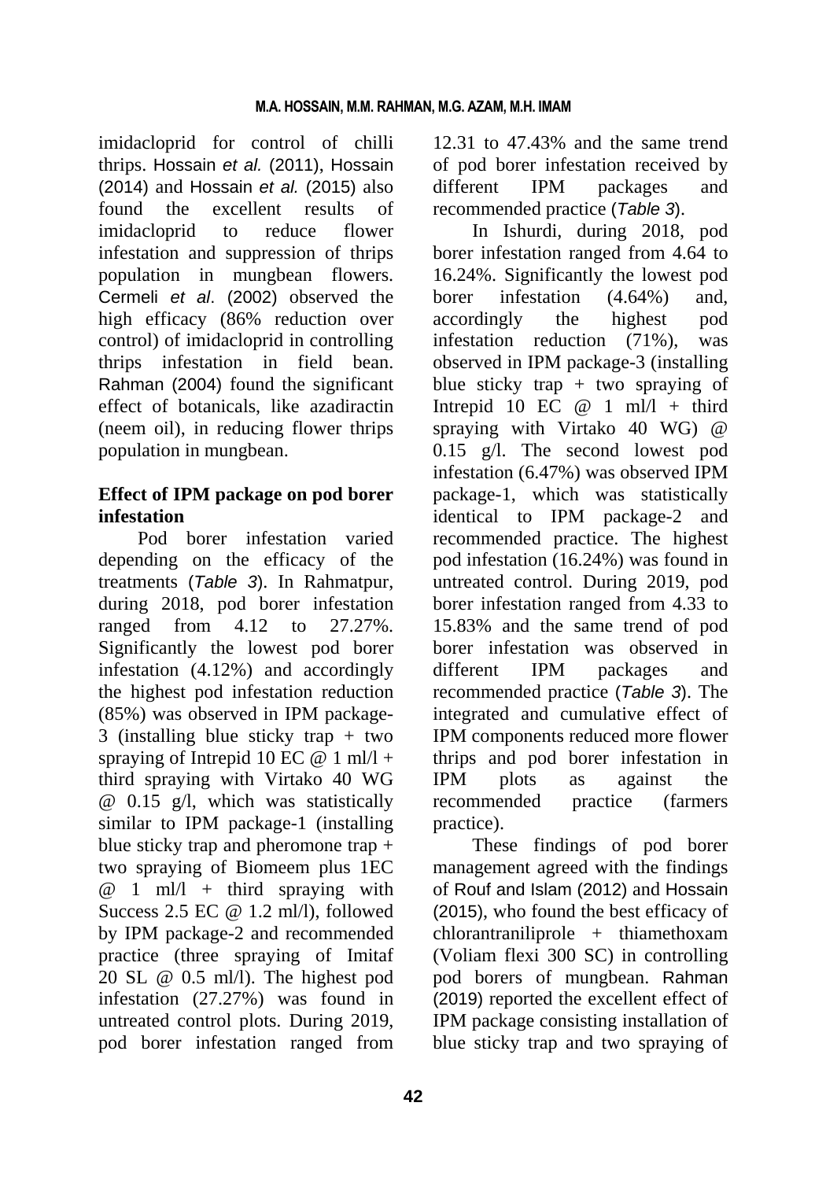imidacloprid for control of chilli thrips. Hossain *et al.* (2011), Hossain (2014) and Hossain *et al.* (2015) also found the excellent results of imidacloprid to reduce flower infestation and suppression of thrips population in mungbean flowers. Cermeli *et al*. (2002) observed the high efficacy (86% reduction over control) of imidacloprid in controlling thrips infestation in field bean. Rahman (2004) found the significant effect of botanicals, like azadiractin (neem oil), in reducing flower thrips population in mungbean.

### Effect of IPM package on pod borer infestation

Pod borer infestation varied depending on the efficacy of the treatments (*Table 3*). In Rahmatpur, during 2018, pod borer infestation ranged from 4.12 to 27.27%. Significantly the lowest pod borer infestation (4.12%) and accordingly the highest pod infestation reduction (85%) was observed in IPM package-3 (installing blue sticky trap + two spraying of Intrepid 10 EC @ 1 ml/l + third spraying with Virtako 40 WG @ 0.15 g/l, which was statistically similar to IPM package-1 (installing blue sticky trap and pheromone trap + two spraying of Biomeem plus 1EC @ 1 ml/l + third spraying with Success 2.5 EC @ 1.2 ml/l), followed by IPM package-2 and recommended practice (three spraying of Imitaf 20 SL @ 0.5 ml/l). The highest pod infestation (27.27%) was found in untreated control plots. During 2019, pod borer infestation ranged from 12.31 to 47.43% and the same trend of pod borer infestation received by different IPM packages and recommended practice (*Table 3*).

In Ishurdi, during 2018, pod borer infestation ranged from 4.64 to 16.24%. Significantly the lowest pod borer infestation (4.64%) and, accordingly the highest pod infestation reduction (71%), was observed in IPM package-3 (installing blue sticky trap + two spraying of Intrepid 10 EC @ 1 ml/l + third spraying with Virtako 40 WG) @ 0.15 g/l. The second lowest pod infestation (6.47%) was observed IPM package-1, which was statistically identical to IPM package-2 and recommended practice. The highest pod infestation (16.24%) was found in untreated control. During 2019, pod borer infestation ranged from 4.33 to 15.83% and the same trend of pod borer infestation was observed in different IPM packages and recommended practice (*Table 3*). The integrated and cumulative effect of IPM components reduced more flower thrips and pod borer infestation in IPM plots as against the recommended practice (farmers practice).

These findings of pod borer management agreed with the findings of Rouf and Islam (2012) and Hossain (2015), who found the best efficacy of chlorantraniliprole + thiamethoxam (Voliam flexi 300 SC) in controlling pod borers of mungbean. Rahman (2019) reported the excellent effect of IPM package consisting installation of blue sticky trap and two spraying of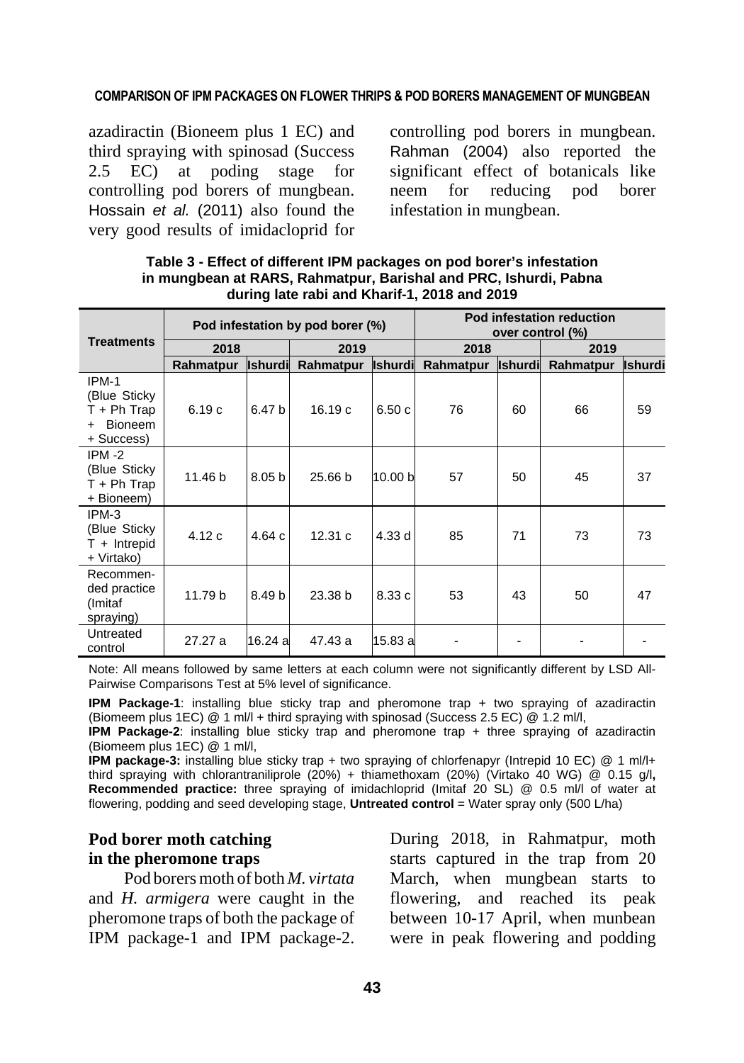azadiractin (Bioneem plus 1 EC) and third spraying with spinosad (Success 2.5 EC) at poding stage for controlling pod borers of mungbean. Hossain *et al.* (2011) also found the very good results of imidacloprid for controlling pod borers in mungbean. Rahman (2004) also reported the significant effect of botanicals like neem for reducing pod borer infestation in mungbean.

**Table 3 - Effect of different IPM packages on pod borer's infestation in mungbean at RARS, Rahmatpur, Barishal and PRC, Ishurdi, Pabna during late rabi and Kharif-1, 2018 and 2019**

| Treatments | Pod infestation by pod borer (%) | | | | Pod infestation reduction over control (%) | | | |
|---|---|---|---|---|---|---|---|---|
| | 2018 | | 2019 | | 2018 | | 2019 | |
| | Rahmatpur | Ishurdi | Rahmatpur | Ishurdi | Rahmatpur | Ishurdi | Rahmatpur | Ishurdi |
| IPM-1 (Blue Sticky T + Ph Trap + Bioneem + Success) | 6.19 c | 6.47 b | 16.19 c | 6.50 c | 76 | 60 | 66 | 59 |
| IPM -2 (Blue Sticky T + Ph Trap + Bioneem) | 11.46 b | 8.05 b | 25.66 b | 10.00 b | 57 | 50 | 45 | 37 |
| IPM-3 (Blue Sticky T + Intrepid + Virtako) | 4.12 c | 4.64 c | 12.31 c | 4.33 d | 85 | 71 | 73 | 73 |
| Recommended practice (Imitaf spraying) | 11.79 b | 8.49 b | 23.38 b | 8.33 c | 53 | 43 | 50 | 47 |
| Untreated control | 27.27 a | 16.24 a | 47.43 a | 15.83 a | - | - | - | - |

Note: All means followed by same letters at each column were not significantly different by LSD All-Pairwise Comparisons Test at 5% level of significance.

**IPM Package-1**: installing blue sticky trap and pheromone trap + two spraying of azadiractin (Biomeem plus 1EC) @ 1 ml/l + third spraying with spinosad (Success 2.5 EC) @ 1.2 ml/l,
**IPM Package-2**: installing blue sticky trap and pheromone trap + three spraying of azadiractin (Biomeem plus 1EC) @ 1 ml/l,
**IPM package-3:** installing blue sticky trap + two spraying of chlorfenapyr (Intrepid 10 EC) @ 1 ml/l+ third spraying with chlorantraniliprole (20%) + thiamethoxam (20%) (Virtako 40 WG) @ 0.15 g/l**,** **Recommended practice:** three spraying of imidachloprid (Imitaf 20 SL) @ 0.5 ml/l of water at flowering, podding and seed developing stage, **Untreated control** = Water spray only (500 L/ha)

### Pod borer moth catching in the pheromone traps

Pod borers moth of both *M. virtata* and *H. armigera* were caught in the pheromone traps of both the package of IPM package-1 and IPM package-2. During 2018, in Rahmatpur, moth starts captured in the trap from 20 March, when mungbean starts to flowering, and reached its peak between 10-17 April, when munbean were in peak flowering and podding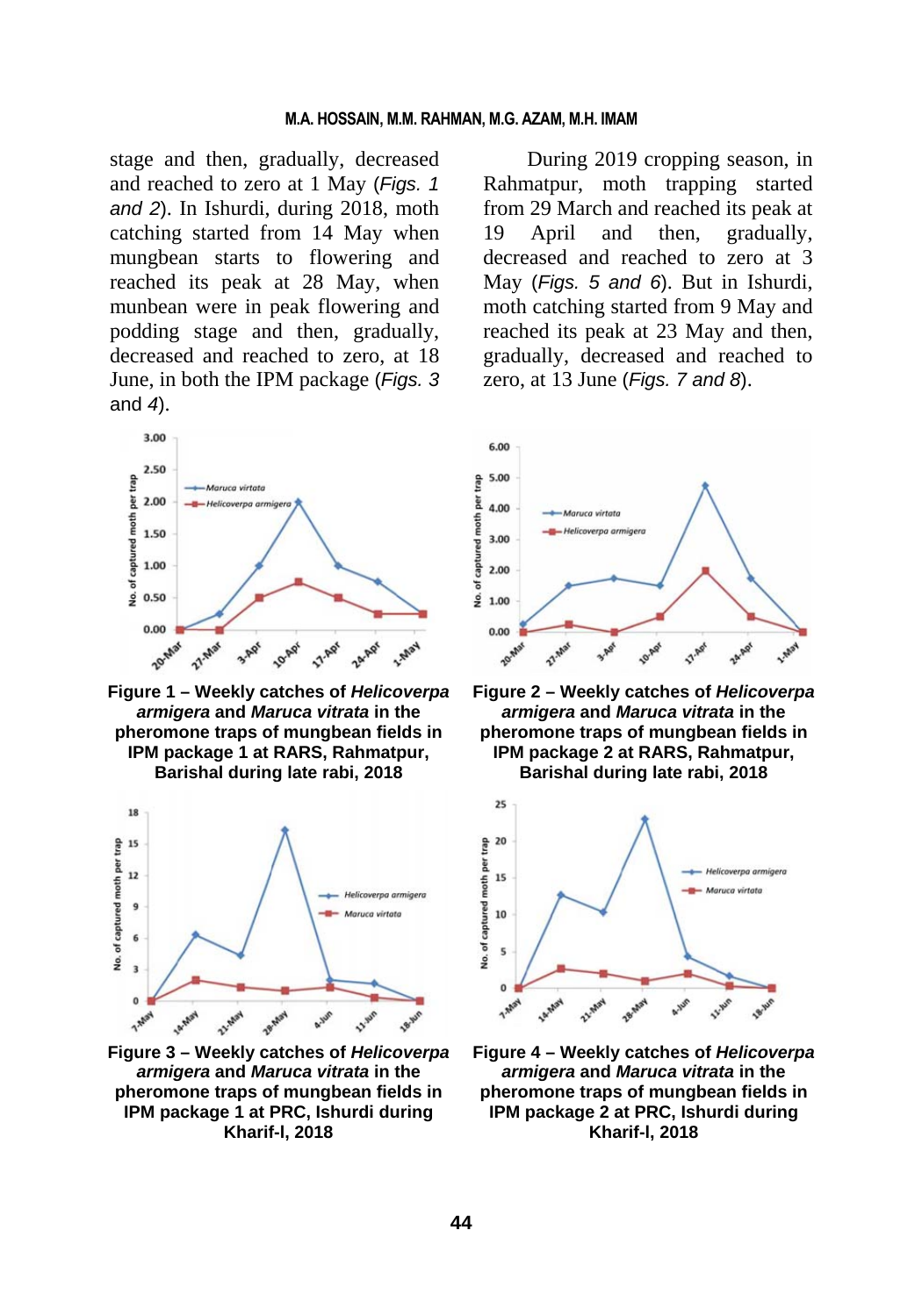stage and then, gradually, decreased and reached to zero at 1 May (*Figs. 1 and 2*). In Ishurdi, during 2018, moth catching started from 14 May when mungbean starts to flowering and reached its peak at 28 May, when munbean were in peak flowering and podding stage and then, gradually, decreased and reached to zero, at 18 June, in both the IPM package (*Figs. 3* and *4*).

During 2019 cropping season, in Rahmatpur, moth trapping started from 29 March and reached its peak at 19 April and then, gradually, decreased and reached to zero at 3 May (*Figs. 5 and 6*). But in Ishurdi, moth catching started from 9 May and reached its peak at 23 May and then, gradually, decreased and reached to zero, at 13 June (*Figs. 7 and 8*).

**Figure 1 – Weekly catches of *Helicoverpa armigera* and *Maruca vitrata* in the pheromone traps of mungbean fields in IPM package 1 at RARS, Rahmatpur, Barishal during late rabi, 2018**

**Figure 2 – Weekly catches of *Helicoverpa armigera* and *Maruca vitrata* in the pheromone traps of mungbean fields in IPM package 2 at RARS, Rahmatpur, Barishal during late rabi, 2018**

**Figure 3 – Weekly catches of *Helicoverpa armigera* and *Maruca vitrata* in the pheromone traps of mungbean fields in IPM package 1 at PRC, Ishurdi during Kharif-I, 2018**

**Figure 4 – Weekly catches of *Helicoverpa armigera* and *Maruca vitrata* in the pheromone traps of mungbean fields in IPM package 2 at PRC, Ishurdi during Kharif-I, 2018**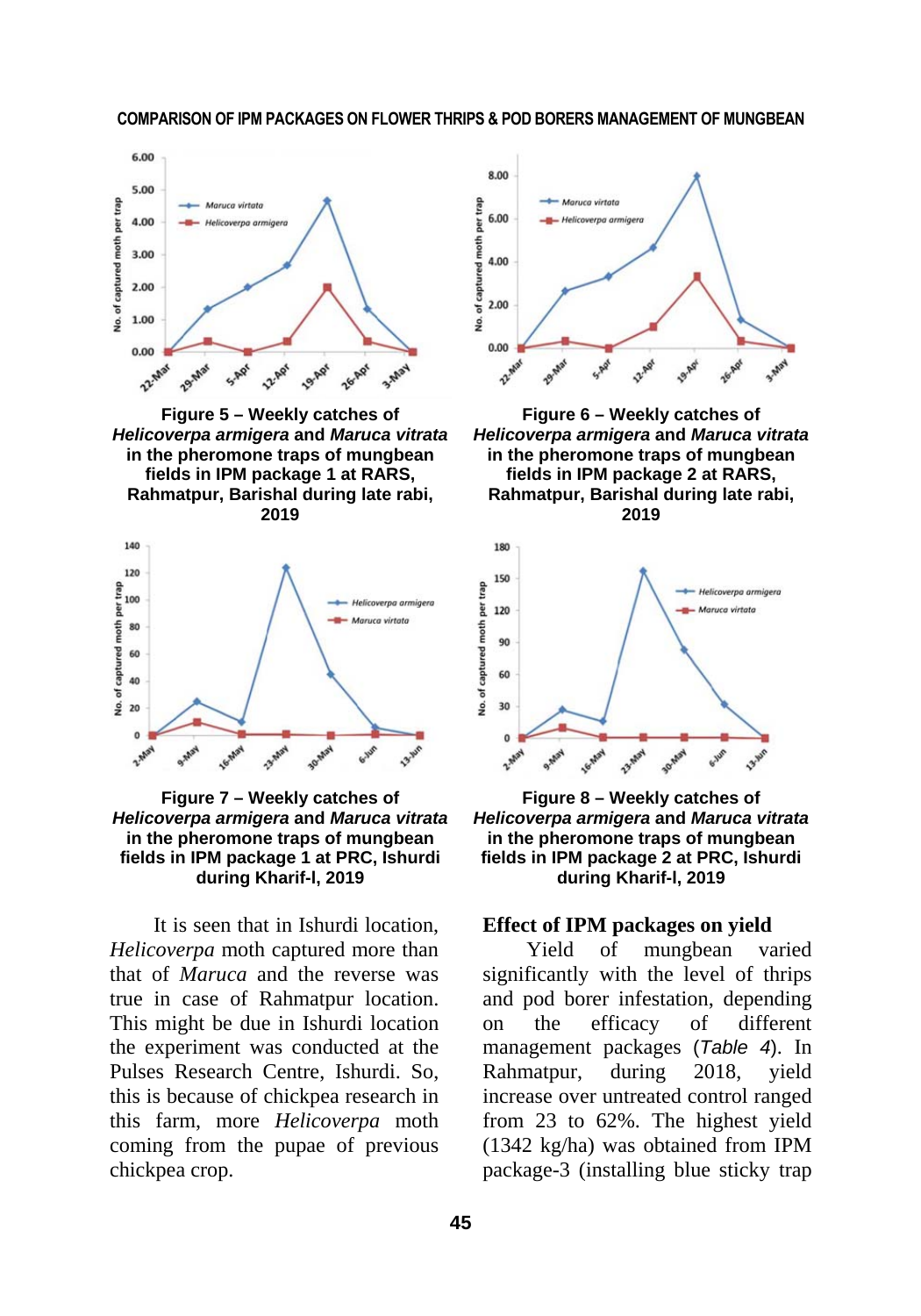**Figure 5 – Weekly catches of *Helicoverpa armigera* and *Maruca vitrata* in the pheromone traps of mungbean fields in IPM package 1 at RARS, Rahmatpur, Barishal during late rabi, 2019**

**Figure 6 – Weekly catches of *Helicoverpa armigera* and *Maruca vitrata* in the pheromone traps of mungbean fields in IPM package 2 at RARS, Rahmatpur, Barishal during late rabi, 2019**

**Figure 7 – Weekly catches of *Helicoverpa armigera* and *Maruca vitrata* in the pheromone traps of mungbean fields in IPM package 1 at PRC, Ishurdi during Kharif-I, 2019**

**Figure 8 – Weekly catches of *Helicoverpa armigera* and *Maruca vitrata* in the pheromone traps of mungbean fields in IPM package 2 at PRC, Ishurdi during Kharif-I, 2019**

It is seen that in Ishurdi location, *Helicoverpa* moth captured more than that of *Maruca* and the reverse was true in case of Rahmatpur location. This might be due in Ishurdi location the experiment was conducted at the Pulses Research Centre, Ishurdi. So, this is because of chickpea research in this farm, more *Helicoverpa* moth coming from the pupae of previous chickpea crop.

## Effect of IPM packages on yield

Yield of mungbean varied significantly with the level of thrips and pod borer infestation, depending on the efficacy of different management packages (*Table 4*). In Rahmatpur, during 2018, yield increase over untreated control ranged from 23 to 62%. The highest yield (1342 kg/ha) was obtained from IPM package-3 (installing blue sticky trap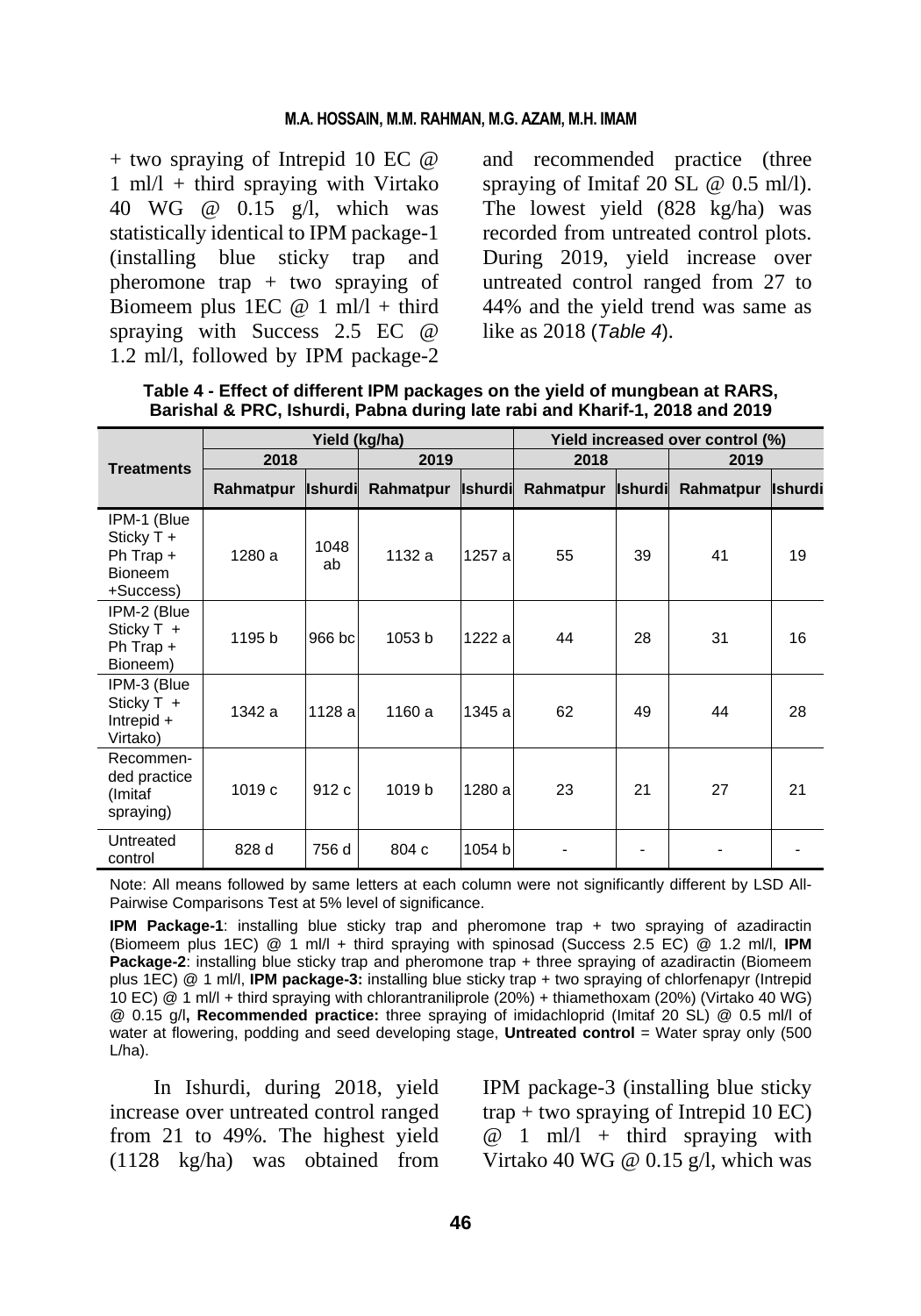+ two spraying of Intrepid 10 EC @ 1 ml/l + third spraying with Virtako 40 WG @ 0.15 g/l, which was statistically identical to IPM package-1 (installing blue sticky trap and pheromone trap + two spraying of Biomeem plus 1EC @ 1 ml/l + third spraying with Success 2.5 EC @ 1.2 ml/l, followed by IPM package-2 and recommended practice (three spraying of Imitaf 20 SL @ 0.5 ml/l). The lowest yield (828 kg/ha) was recorded from untreated control plots. During 2019, yield increase over untreated control ranged from 27 to 44% and the yield trend was same as like as 2018 (*Table 4*).

**Table 4 - Effect of different IPM packages on the yield of mungbean at RARS, Barishal & PRC, Ishurdi, Pabna during late rabi and Kharif-1, 2018 and 2019**

| Treatments | Yield (kg/ha) | | | | Yield increased over control (%) | | | |
|---|---|---|---|---|---|---|---|---|
| | 2018 | | 2019 | | 2018 | | 2019 | |
| | Rahmatpur | Ishurdi | Rahmatpur | Ishurdi | Rahmatpur | Ishurdi | Rahmatpur | Ishurdi |
| IPM-1 (Blue Sticky T + Ph Trap + Bioneem +Success) | 1280 a | 1048 ab | 1132 a | 1257 a | 55 | 39 | 41 | 19 |
| IPM-2 (Blue Sticky T + Ph Trap + Bioneem) | 1195 b | 966 bc | 1053 b | 1222 a | 44 | 28 | 31 | 16 |
| IPM-3 (Blue Sticky T + Intrepid + Virtako) | 1342 a | 1128 a | 1160 a | 1345 a | 62 | 49 | 44 | 28 |
| Recommended practice (Imitaf spraying) | 1019 c | 912 c | 1019 b | 1280 a | 23 | 21 | 27 | 21 |
| Untreated control | 828 d | 756 d | 804 c | 1054 b | - | - | - | - |

Note: All means followed by same letters at each column were not significantly different by LSD All-Pairwise Comparisons Test at 5% level of significance.

**IPM Package-1**: installing blue sticky trap and pheromone trap + two spraying of azadiractin (Biomeem plus 1EC) @ 1 ml/l + third spraying with spinosad (Success 2.5 EC) @ 1.2 ml/l, **IPM Package-2**: installing blue sticky trap and pheromone trap + three spraying of azadiractin (Biomeem plus 1EC) @ 1 ml/l, **IPM package-3:** installing blue sticky trap + two spraying of chlorfenapyr (Intrepid 10 EC) @ 1 ml/l + third spraying with chlorantraniliprole (20%) + thiamethoxam (20%) (Virtako 40 WG) @ 0.15 g/l**, Recommended practice:** three spraying of imidachloprid (Imitaf 20 SL) @ 0.5 ml/l of water at flowering, podding and seed developing stage, **Untreated control** = Water spray only (500 L/ha).

In Ishurdi, during 2018, yield increase over untreated control ranged from 21 to 49%. The highest yield (1128 kg/ha) was obtained from IPM package-3 (installing blue sticky trap + two spraying of Intrepid 10 EC) @ 1 ml/l + third spraying with Virtako 40 WG @ 0.15 g/l, which was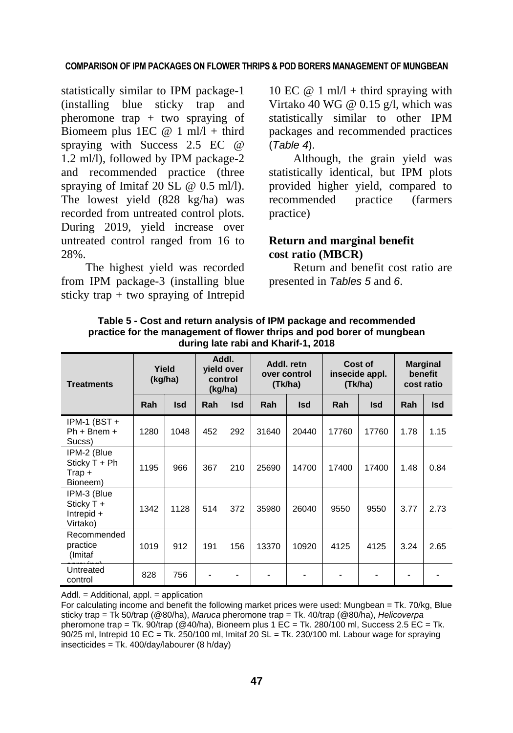statistically similar to IPM package-1 (installing blue sticky trap and pheromone trap + two spraying of Biomeem plus 1EC @ 1 ml/l + third spraying with Success 2.5 EC @ 1.2 ml/l), followed by IPM package-2 and recommended practice (three spraying of Imitaf 20 SL @ 0.5 ml/l). The lowest yield (828 kg/ha) was recorded from untreated control plots. During 2019, yield increase over untreated control ranged from 16 to 28%.

The highest yield was recorded from IPM package-3 (installing blue sticky trap + two spraying of Intrepid 10 EC @ 1 ml/l + third spraying with Virtako 40 WG @ 0.15 g/l, which was statistically similar to other IPM packages and recommended practices (*Table 4*).

Although, the grain yield was statistically identical, but IPM plots provided higher yield, compared to recommended practice (farmers practice)

### Return and marginal benefit cost ratio (MBCR)

Return and benefit cost ratio are presented in *Tables 5* and *6*.

**Table 5 - Cost and return analysis of IPM package and recommended practice for the management of flower thrips and pod borer of mungbean during late rabi and Kharif-1, 2018**

| Treatments | Yield (kg/ha) | | Addl. yield over control (kg/ha) | | Addl. retn over control (Tk/ha) | | Cost of insecide appl. (Tk/ha) | | Marginal benefit cost ratio | |
|---|---|---|---|---|---|---|---|---|---|---|
| | Rah | Isd | Rah | Isd | Rah | Isd | Rah | Isd | Rah | Isd |
| IPM-1 (BST + Ph + Bnem + Sucss) | 1280 | 1048 | 452 | 292 | 31640 | 20440 | 17760 | 17760 | 1.78 | 1.15 |
| IPM-2 (Blue Sticky T + Ph Trap + Bioneem) | 1195 | 966 | 367 | 210 | 25690 | 14700 | 17400 | 17400 | 1.48 | 0.84 |
| IPM-3 (Blue Sticky T + Intrepid + Virtako) | 1342 | 1128 | 514 | 372 | 35980 | 26040 | 9550 | 9550 | 3.77 | 2.73 |
| Recommended practice (Imitaf spraying) | 1019 | 912 | 191 | 156 | 13370 | 10920 | 4125 | 4125 | 3.24 | 2.65 |
| Untreated control | 828 | 756 | - | - | - | - | - | - | - | - |

Addl. = Additional, appl. = application

For calculating income and benefit the following market prices were used: Mungbean = Tk. 70/kg, Blue sticky trap = Tk 50/trap (@80/ha), *Maruca* pheromone trap = Tk. 40/trap (@80/ha), *Helicoverpa* pheromone trap = Tk. 90/trap (@40/ha), Bioneem plus 1 EC = Tk. 280/100 ml, Success 2.5 EC = Tk. 90/25 ml, Intrepid 10 EC = Tk. 250/100 ml, Imitaf 20 SL = Tk. 230/100 ml. Labour wage for spraying insecticides = Tk. 400/day/labourer (8 h/day)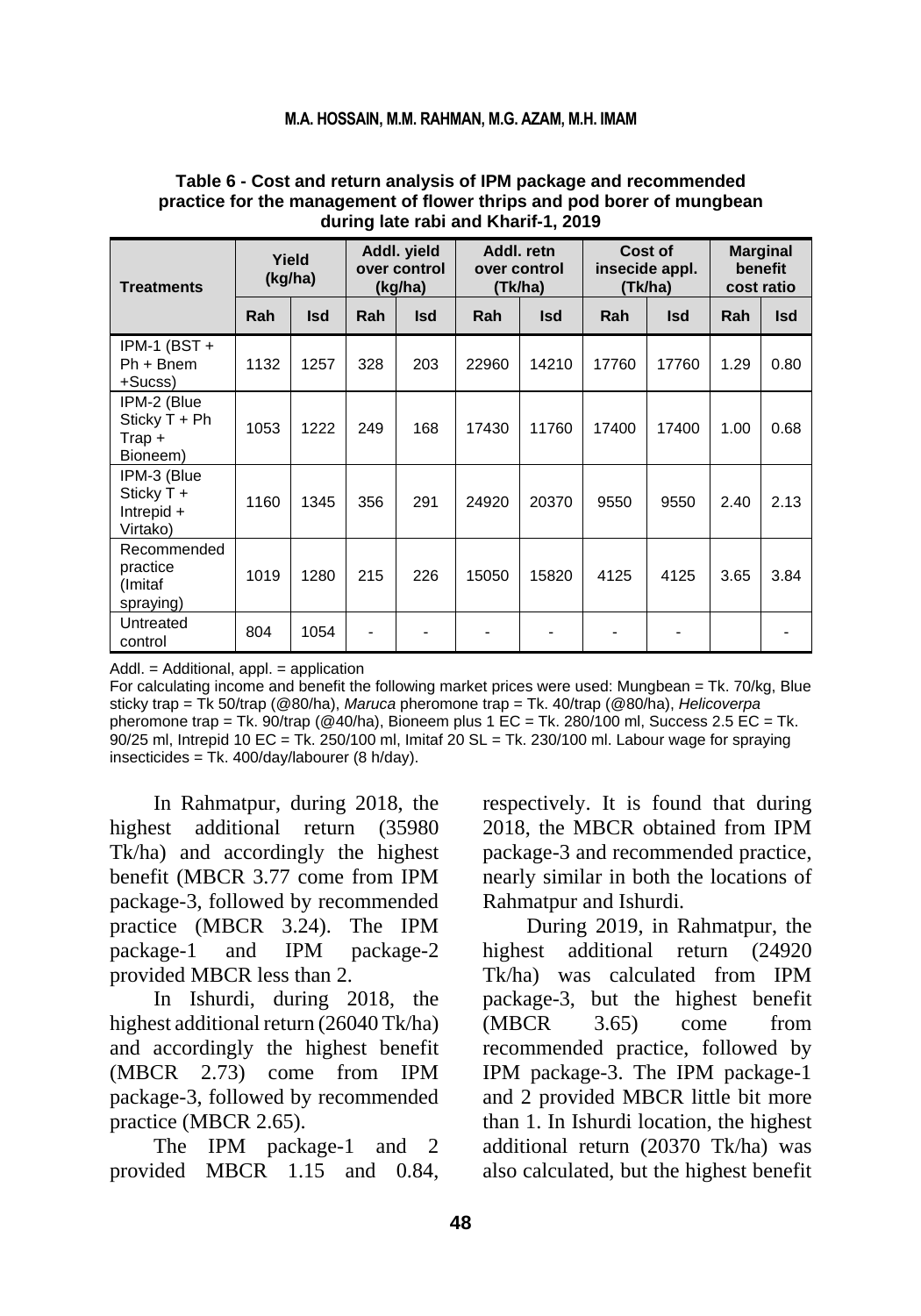**Table 6 - Cost and return analysis of IPM package and recommended practice for the management of flower thrips and pod borer of mungbean during late rabi and Kharif-1, 2019**

| Treatments | Yield (kg/ha) | | Addl. yield over control (kg/ha) | | Addl. retn over control (Tk/ha) | | Cost of insecide appl. (Tk/ha) | | Marginal benefit cost ratio | |
|---|---|---|---|---|---|---|---|---|---|---|
| | Rah | Isd | Rah | Isd | Rah | Isd | Rah | Isd | Rah | Isd |
| IPM-1 (BST + Ph + Bnem +Sucss) | 1132 | 1257 | 328 | 203 | 22960 | 14210 | 17760 | 17760 | 1.29 | 0.80 |
| IPM-2 (Blue Sticky T + Ph Trap + Bioneem) | 1053 | 1222 | 249 | 168 | 17430 | 11760 | 17400 | 17400 | 1.00 | 0.68 |
| IPM-3 (Blue Sticky T + Intrepid + Virtako) | 1160 | 1345 | 356 | 291 | 24920 | 20370 | 9550 | 9550 | 2.40 | 2.13 |
| Recommended practice (Imitaf spraying) | 1019 | 1280 | 215 | 226 | 15050 | 15820 | 4125 | 4125 | 3.65 | 3.84 |
| Untreated control | 804 | 1054 | - | - | - | - | - | - | | - |

Addl. = Additional, appl. = application

For calculating income and benefit the following market prices were used: Mungbean = Tk. 70/kg, Blue sticky trap = Tk 50/trap (@80/ha), *Maruca* pheromone trap = Tk. 40/trap (@80/ha), *Helicoverpa* pheromone trap = Tk. 90/trap (@40/ha), Bioneem plus 1 EC = Tk. 280/100 ml, Success 2.5 EC = Tk. 90/25 ml, Intrepid 10 EC = Tk. 250/100 ml, Imitaf 20 SL = Tk. 230/100 ml. Labour wage for spraying insecticides = Tk. 400/day/labourer (8 h/day).

In Rahmatpur, during 2018, the highest additional return (35980 Tk/ha) and accordingly the highest benefit (MBCR 3.77 come from IPM package-3, followed by recommended practice (MBCR 3.24). The IPM package-1 and IPM package-2 provided MBCR less than 2.

In Ishurdi, during 2018, the highest additional return (26040 Tk/ha) and accordingly the highest benefit (MBCR 2.73) come from IPM package-3, followed by recommended practice (MBCR 2.65).

The IPM package-1 and 2 provided MBCR 1.15 and 0.84, respectively. It is found that during 2018, the MBCR obtained from IPM package-3 and recommended practice, nearly similar in both the locations of Rahmatpur and Ishurdi.

During 2019, in Rahmatpur, the highest additional return (24920 Tk/ha) was calculated from IPM package-3, but the highest benefit (MBCR 3.65) come from recommended practice, followed by IPM package-3. The IPM package-1 and 2 provided MBCR little bit more than 1. In Ishurdi location, the highest additional return (20370 Tk/ha) was also calculated, but the highest benefit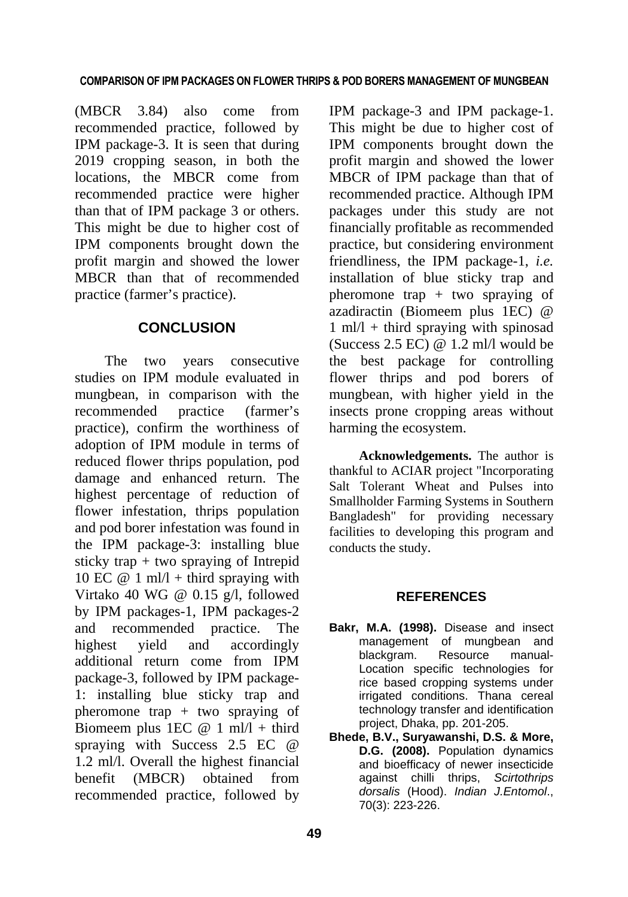(MBCR 3.84) also come from recommended practice, followed by IPM package-3. It is seen that during 2019 cropping season, in both the locations, the MBCR come from recommended practice were higher than that of IPM package 3 or others. This might be due to higher cost of IPM components brought down the profit margin and showed the lower MBCR than that of recommended practice (farmer's practice).

## CONCLUSION

The two years consecutive studies on IPM module evaluated in mungbean, in comparison with the recommended practice (farmer's practice), confirm the worthiness of adoption of IPM module in terms of reduced flower thrips population, pod damage and enhanced return. The highest percentage of reduction of flower infestation, thrips population and pod borer infestation was found in the IPM package-3: installing blue sticky trap + two spraying of Intrepid 10 EC @ 1 ml/l + third spraying with Virtako 40 WG @ 0.15 g/l, followed by IPM packages-1, IPM packages-2 and recommended practice. The highest yield and accordingly additional return come from IPM package-3, followed by IPM package-1: installing blue sticky trap and pheromone trap + two spraying of Biomeem plus 1EC @ 1 ml/l + third spraying with Success 2.5 EC @ 1.2 ml/l. Overall the highest financial benefit (MBCR) obtained from recommended practice, followed by IPM package-3 and IPM package-1. This might be due to higher cost of IPM components brought down the profit margin and showed the lower MBCR of IPM package than that of recommended practice. Although IPM packages under this study are not financially profitable as recommended practice, but considering environment friendliness, the IPM package-1, *i.e.* installation of blue sticky trap and pheromone trap + two spraying of azadiractin (Biomeem plus 1EC) @ 1 ml/l + third spraying with spinosad (Success 2.5 EC) @ 1.2 ml/l would be the best package for controlling flower thrips and pod borers of mungbean, with higher yield in the insects prone cropping areas without harming the ecosystem.

**Acknowledgements.** The author is thankful to ACIAR project "Incorporating Salt Tolerant Wheat and Pulses into Smallholder Farming Systems in Southern Bangladesh" for providing necessary facilities to developing this program and conducts the study.

## REFERENCES

**Bakr, M.A. (1998).** Disease and insect management of mungbean and blackgram. Resource manual- Location specific technologies for rice based cropping systems under irrigated conditions. Thana cereal technology transfer and identification project, Dhaka, pp. 201-205.

**Bhede, B.V., Suryawanshi, D.S. & More, D.G. (2008).** Population dynamics and bioefficacy of newer insecticide against chilli thrips, *Scirtothrips dorsalis* (Hood). *Indian J.Entomol*., 70(3): 223-226.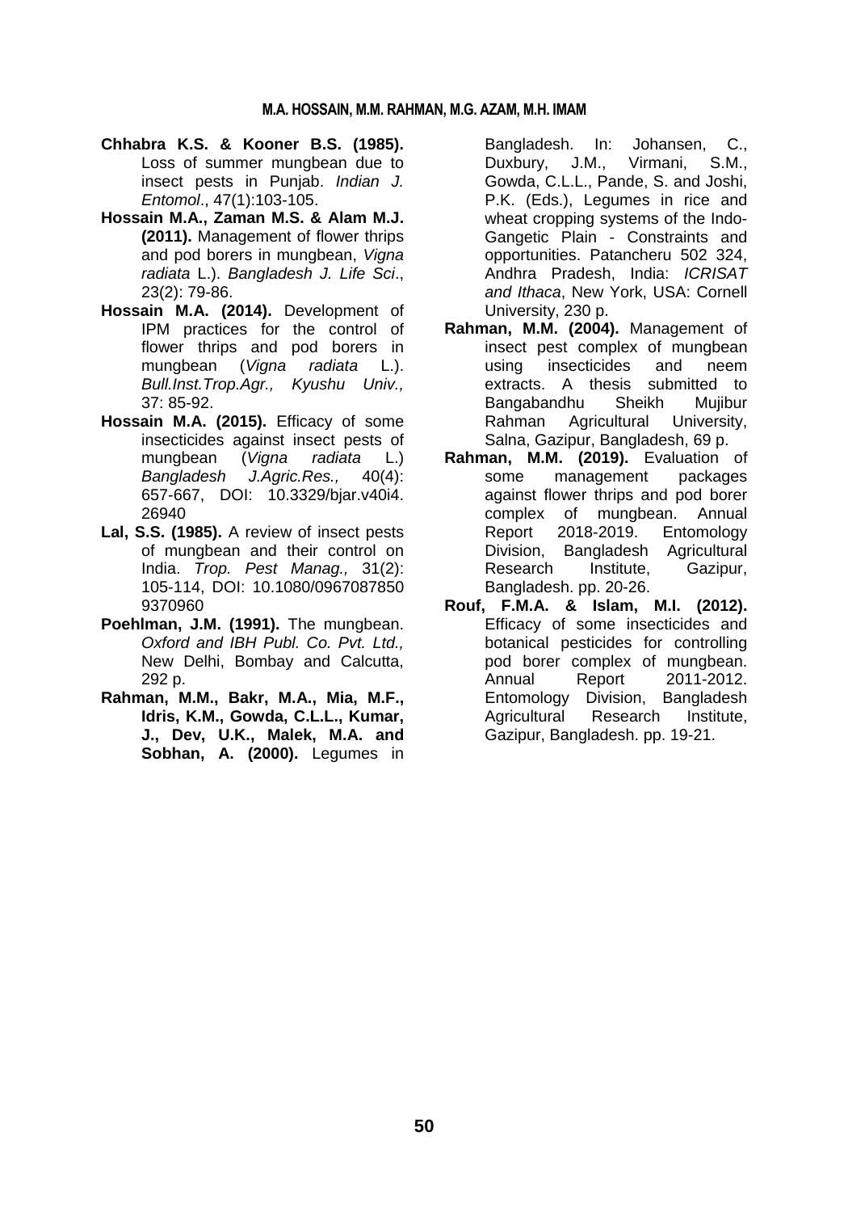**Chhabra K.S. & Kooner B.S. (1985).** Loss of summer mungbean due to insect pests in Punjab. *Indian J. Entomol*., 47(1):103-105.

**Hossain M.A., Zaman M.S. & Alam M.J. (2011).** Management of flower thrips and pod borers in mungbean, *Vigna radiata* L.). *Bangladesh J. Life Sci*., 23(2): 79-86.

**Hossain M.A. (2014).** Development of IPM practices for the control of flower thrips and pod borers in mungbean (*Vigna radiata* L.). *Bull.Inst.Trop.Agr., Kyushu Univ.,* 37: 85-92.

**Hossain M.A. (2015).** Efficacy of some insecticides against insect pests of mungbean (*Vigna radiata* L.) *Bangladesh J.Agric.Res.,* 40(4): 657-667, DOI: 10.3329/bjar.v40i4.26940

**Lal, S.S. (1985).** A review of insect pests of mungbean and their control on India. *Trop. Pest Manag.,* 31(2): 105-114, DOI: 10.1080/09670878509370960

**Poehlman, J.M. (1991).** The mungbean. *Oxford and IBH Publ. Co. Pvt. Ltd.,* New Delhi, Bombay and Calcutta, 292 p.

**Rahman, M.M., Bakr, M.A., Mia, M.F., Idris, K.M., Gowda, C.L.L., Kumar, J., Dev, U.K., Malek, M.A. and Sobhan, A. (2000).** Legumes in Bangladesh. In: Johansen, C., Duxbury, J.M., Virmani, S.M., Gowda, C.L.L., Pande, S. and Joshi, P.K. (Eds.), Legumes in rice and wheat cropping systems of the Indo-Gangetic Plain - Constraints and opportunities. Patancheru 502 324, Andhra Pradesh, India: *ICRISAT and Ithaca*, New York, USA: Cornell University, 230 p.

**Rahman, M.M. (2004).** Management of insect pest complex of mungbean using insecticides and neem extracts. A thesis submitted to Bangabandhu Sheikh Mujibur Rahman Agricultural University, Salna, Gazipur, Bangladesh, 69 p.

**Rahman, M.M. (2019).** Evaluation of some management packages against flower thrips and pod borer complex of mungbean. Annual Report 2018-2019. Entomology Division, Bangladesh Agricultural Research Institute, Gazipur, Bangladesh. pp. 20-26.

**Rouf, F.M.A. & Islam, M.I. (2012).** Efficacy of some insecticides and botanical pesticides for controlling pod borer complex of mungbean. Annual Report 2011-2012. Entomology Division, Bangladesh Agricultural Research Institute, Gazipur, Bangladesh. pp. 19-21.